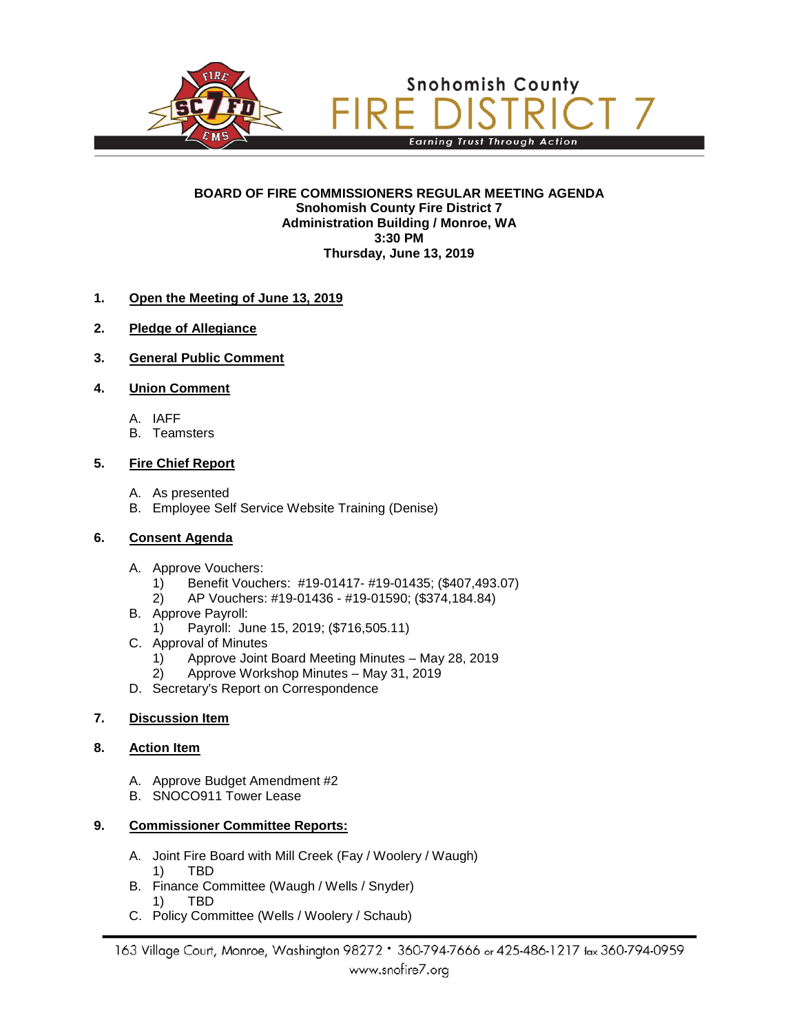Snohomish County

# FIRE DISTRICT 7

*Earning Trust Through Action*

**BOARD OF FIRE COMMISSIONERS REGULAR MEETING AGENDA**
**Snohomish County Fire District 7**
**Administration Building / Monroe, WA**
**3:30 PM**
**Thursday, June 13, 2019**

1. **Open the Meeting of June 13, 2019**

2. **Pledge of Allegiance**

3. **General Public Comment**

4. **Union Comment**

   A. IAFF
   B. Teamsters

5. **Fire Chief Report**

   A. As presented
   B. Employee Self Service Website Training (Denise)

6. **Consent Agenda**

   A. Approve Vouchers:
      1) Benefit Vouchers: #19-01417- #19-01435; ($407,493.07)
      2) AP Vouchers: #19-01436 - #19-01590; ($374,184.84)
   B. Approve Payroll:
      1) Payroll: June 15, 2019; ($716,505.11)
   C. Approval of Minutes
      1) Approve Joint Board Meeting Minutes – May 28, 2019
      2) Approve Workshop Minutes – May 31, 2019
   D. Secretary's Report on Correspondence

7. **Discussion Item**

8. **Action Item**

   A. Approve Budget Amendment #2
   B. SNOCO911 Tower Lease

9. **Commissioner Committee Reports:**

   A. Joint Fire Board with Mill Creek (Fay / Woolery / Waugh)
      1) TBD
   B. Finance Committee (Waugh / Wells / Snyder)
      1) TBD
   C. Policy Committee (Wells / Woolery / Schaub)

163 Village Court, Monroe, Washington 98272 • 360-794-7666 or 425-486-1217 fax 360-794-0959
www.snofire7.org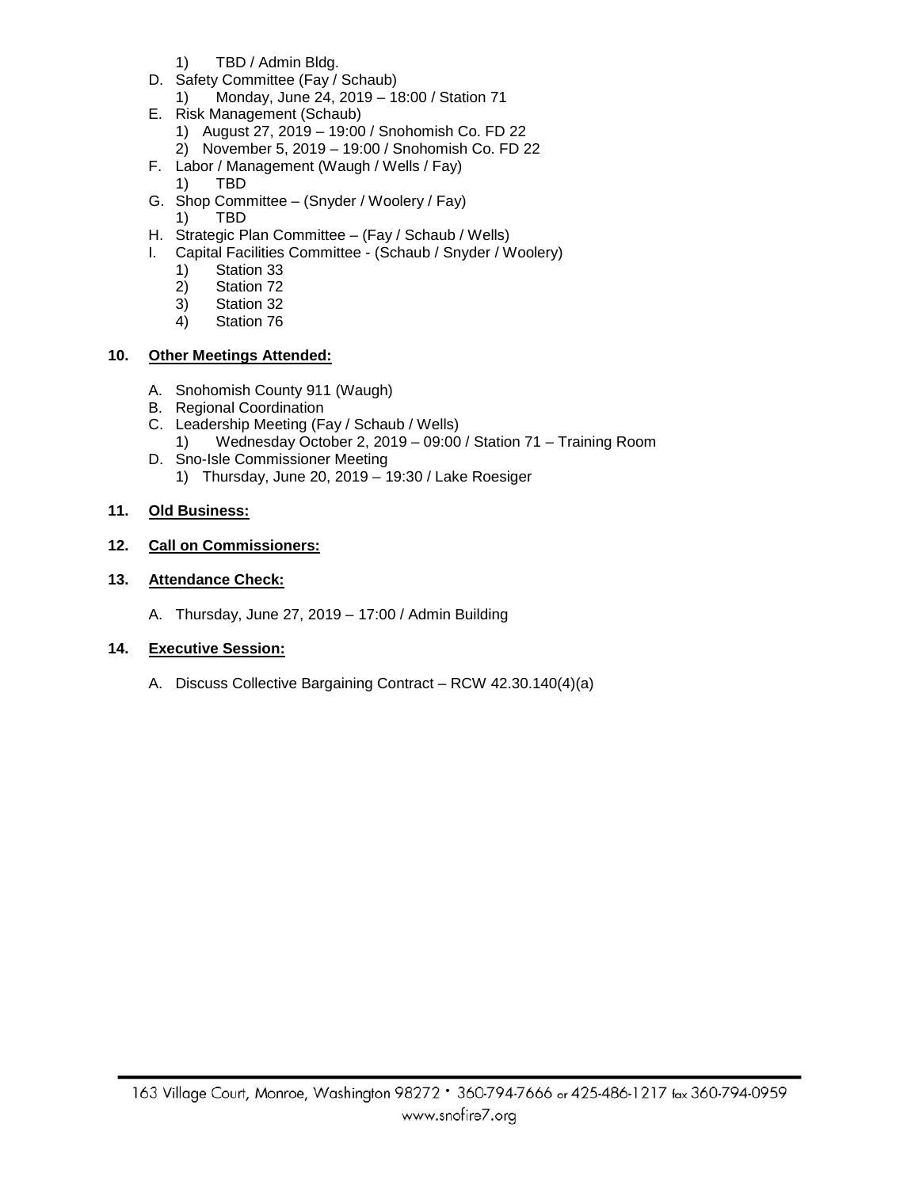1) TBD / Admin Bldg.

D. Safety Committee (Fay / Schaub)
   1) Monday, June 24, 2019 – 18:00 / Station 71

E. Risk Management (Schaub)
   1) August 27, 2019 – 19:00 / Snohomish Co. FD 22
   2) November 5, 2019 – 19:00 / Snohomish Co. FD 22

F. Labor / Management (Waugh / Wells / Fay)
   1) TBD

G. Shop Committee – (Snyder / Woolery / Fay)
   1) TBD

H. Strategic Plan Committee – (Fay / Schaub / Wells)

I. Capital Facilities Committee - (Schaub / Snyder / Woolery)
   1) Station 33
   2) Station 72
   3) Station 32
   4) Station 76

**10. <u>Other Meetings Attended:</u>**

A. Snohomish County 911 (Waugh)

B. Regional Coordination

C. Leadership Meeting (Fay / Schaub / Wells)
   1) Wednesday October 2, 2019 – 09:00 / Station 71 – Training Room

D. Sno-Isle Commissioner Meeting
   1) Thursday, June 20, 2019 – 19:30 / Lake Roesiger

**11. <u>Old Business:</u>**

**12. <u>Call on Commissioners:</u>**

**13. <u>Attendance Check:</u>**

A. Thursday, June 27, 2019 – 17:00 / Admin Building

**14. <u>Executive Session:</u>**

A. Discuss Collective Bargaining Contract – RCW 42.30.140(4)(a)

163 Village Court, Monroe, Washington 98272 • 360-794-7666 or 425-486-1217 fax 360-794-0959
www.snofire7.org